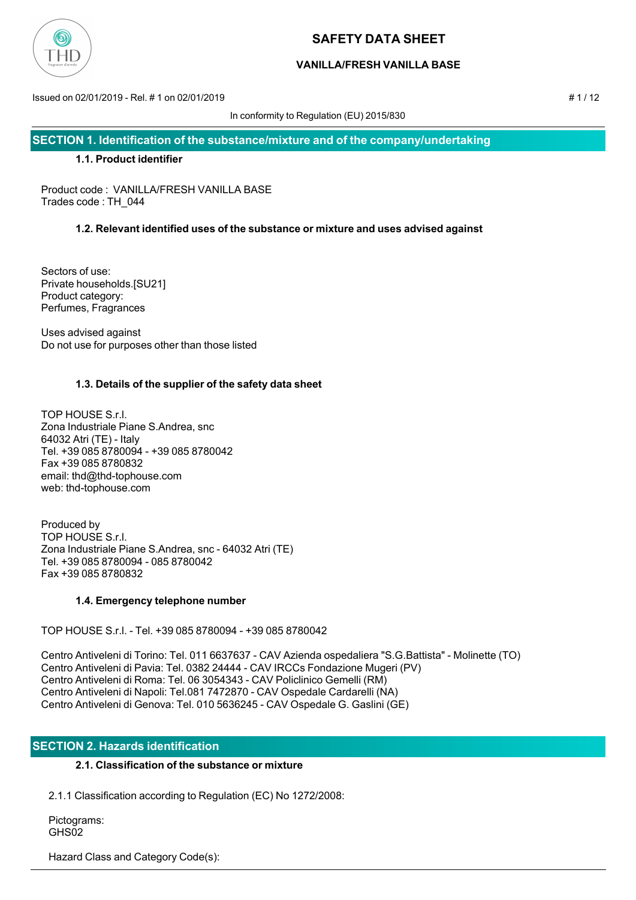# SAFETY DATA SHEET

## VANILLA/FRESH VANILLA BASE

Issued on 02/01/2019 - Rel. # 1 on 02/01/2019

In conformity to Regulation (EU) 2015/830

## SECTION 1. Identification of the substance/mixture and of the company/undertaking

### 1.1. Product identifier

Product code : VANILLA/FRESH VANILLA BASE
Trades code : TH_044

### 1.2. Relevant identified uses of the substance or mixture and uses advised against

Sectors of use:
Private households.[SU21]
Product category:
Perfumes, Fragrances

Uses advised against
Do not use for purposes other than those listed

### 1.3. Details of the supplier of the safety data sheet

TOP HOUSE S.r.l.
Zona Industriale Piane S.Andrea, snc
64032 Atri (TE) - Italy
Tel. +39 085 8780094 - +39 085 8780042
Fax +39 085 8780832
email: thd@thd-tophouse.com
web: thd-tophouse.com

Produced by
TOP HOUSE S.r.l.
Zona Industriale Piane S.Andrea, snc - 64032 Atri (TE)
Tel. +39 085 8780094 - 085 8780042
Fax +39 085 8780832

### 1.4. Emergency telephone number

TOP HOUSE S.r.l. - Tel. +39 085 8780094 - +39 085 8780042

Centro Antiveleni di Torino: Tel. 011 6637637 - CAV Azienda ospedaliera "S.G.Battista" - Molinette (TO)
Centro Antiveleni di Pavia: Tel. 0382 24444 - CAV IRCCs Fondazione Mugeri (PV)
Centro Antiveleni di Roma: Tel. 06 3054343 - CAV Policlinico Gemelli (RM)
Centro Antiveleni di Napoli: Tel.081 7472870 - CAV Ospedale Cardarelli (NA)
Centro Antiveleni di Genova: Tel. 010 5636245 - CAV Ospedale G. Gaslini (GE)

## SECTION 2. Hazards identification

### 2.1. Classification of the substance or mixture

2.1.1 Classification according to Regulation (EC) No 1272/2008:

Pictograms:
GHS02

Hazard Class and Category Code(s):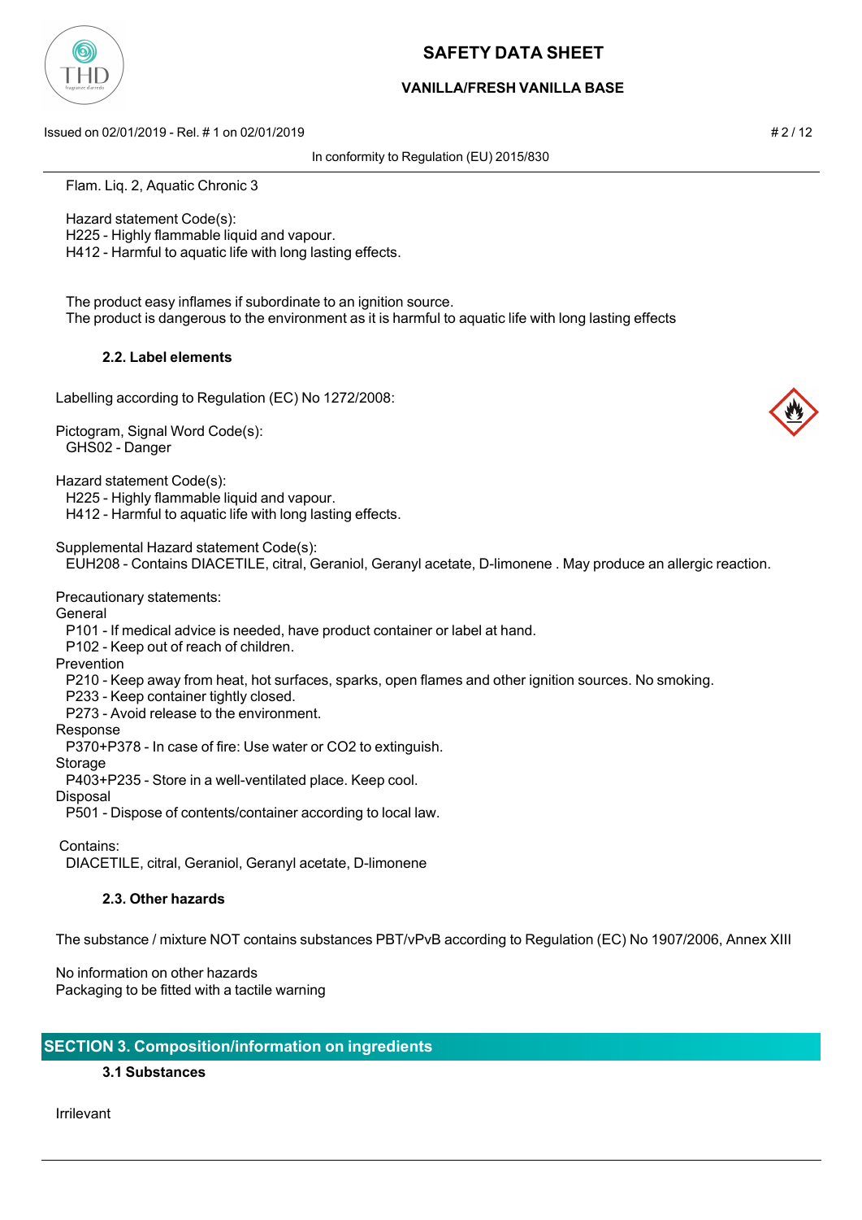Flam. Liq. 2, Aquatic Chronic 3

Hazard statement Code(s):
H225 - Highly flammable liquid and vapour.
H412 - Harmful to aquatic life with long lasting effects.

The product easy inflames if subordinate to an ignition source.
The product is dangerous to the environment as it is harmful to aquatic life with long lasting effects

### 2.2. Label elements

Labelling according to Regulation (EC) No 1272/2008:

Pictogram, Signal Word Code(s):
GHS02 - Danger

Hazard statement Code(s):
H225 - Highly flammable liquid and vapour.
H412 - Harmful to aquatic life with long lasting effects.

Supplemental Hazard statement Code(s):
EUH208 - Contains DIACETILE, citral, Geraniol, Geranyl acetate, D-limonene . May produce an allergic reaction.

Precautionary statements:

General
P101 - If medical advice is needed, have product container or label at hand.
P102 - Keep out of reach of children.

Prevention
P210 - Keep away from heat, hot surfaces, sparks, open flames and other ignition sources. No smoking.
P233 - Keep container tightly closed.
P273 - Avoid release to the environment.

Response
P370+P378 - In case of fire: Use water or CO2 to extinguish.

Storage
P403+P235 - Store in a well-ventilated place. Keep cool.

Disposal
P501 - Dispose of contents/container according to local law.

Contains:
DIACETILE, citral, Geraniol, Geranyl acetate, D-limonene

### 2.3. Other hazards

The substance / mixture NOT contains substances PBT/vPvB according to Regulation (EC) No 1907/2006, Annex XIII

No information on other hazards
Packaging to be fitted with a tactile warning

## SECTION 3. Composition/information on ingredients

### 3.1 Substances

Irrilevant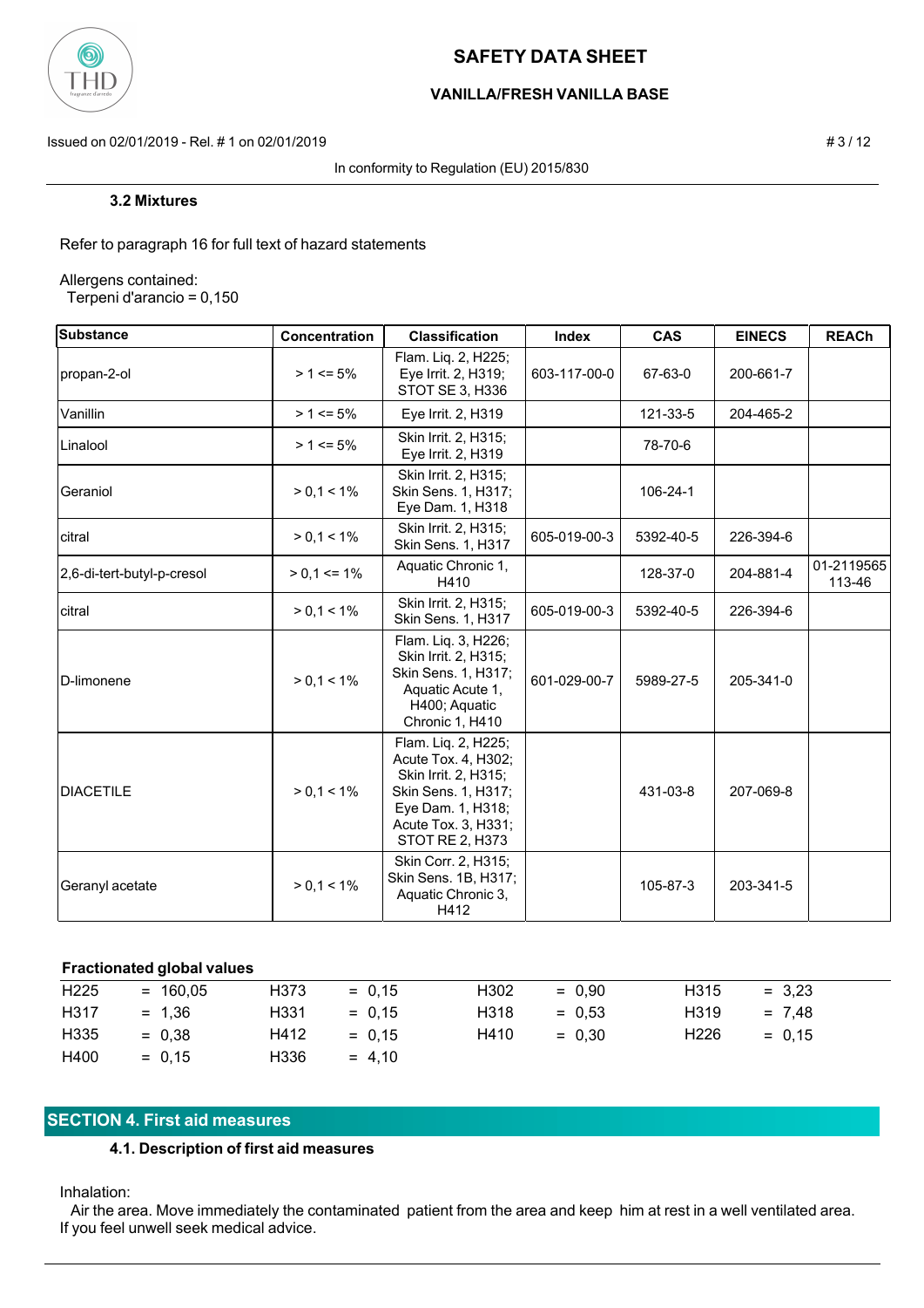### 3.2 Mixtures

Refer to paragraph 16 for full text of hazard statements

Allergens contained:
Terpeni d'arancio = 0,150

| Substance | Concentration | Classification | Index | CAS | EINECS | REACh |
|---|---|---|---|---|---|---|
| propan-2-ol | > 1 <= 5% | Flam. Liq. 2, H225; Eye Irrit. 2, H319; STOT SE 3, H336 | 603-117-00-0 | 67-63-0 | 200-661-7 | |
| Vanillin | > 1 <= 5% | Eye Irrit. 2, H319 | | 121-33-5 | 204-465-2 | |
| Linalool | > 1 <= 5% | Skin Irrit. 2, H315; Eye Irrit. 2, H319 | | 78-70-6 | | |
| Geraniol | > 0,1 < 1% | Skin Irrit. 2, H315; Skin Sens. 1, H317; Eye Dam. 1, H318 | | 106-24-1 | | |
| citral | > 0,1 < 1% | Skin Irrit. 2, H315; Skin Sens. 1, H317 | 605-019-00-3 | 5392-40-5 | 226-394-6 | |
| 2,6-di-tert-butyl-p-cresol | > 0,1 <= 1% | Aquatic Chronic 1, H410 | | 128-37-0 | 204-881-4 | 01-2119565113-46 |
| citral | > 0,1 < 1% | Skin Irrit. 2, H315; Skin Sens. 1, H317 | 605-019-00-3 | 5392-40-5 | 226-394-6 | |
| D-limonene | > 0,1 < 1% | Flam. Liq. 3, H226; Skin Irrit. 2, H315; Skin Sens. 1, H317; Aquatic Acute 1, H400; Aquatic Chronic 1, H410 | 601-029-00-7 | 5989-27-5 | 205-341-0 | |
| DIACETILE | > 0,1 < 1% | Flam. Liq. 2, H225; Acute Tox. 4, H302; Skin Irrit. 2, H315; Skin Sens. 1, H317; Eye Dam. 1, H318; Acute Tox. 3, H331; STOT RE 2, H373 | | 431-03-8 | 207-069-8 | |
| Geranyl acetate | > 0,1 < 1% | Skin Corr. 2, H315; Skin Sens. 1B, H317; Aquatic Chronic 3, H412 | | 105-87-3 | 203-341-5 | |

**Fractionated global values**

| | | | |
|---|---|---|---|
| H225 = 160,05 | H373 = 0,15 | H302 = 0,90 | H315 = 3,23 |
| H317 = 1,36 | H331 = 0,15 | H318 = 0,53 | H319 = 7,48 |
| H335 = 0,38 | H412 = 0,15 | H410 = 0,30 | H226 = 0,15 |
| H400 = 0,15 | H336 = 4,10 | | |

## SECTION 4. First aid measures

### 4.1. Description of first aid measures

Inhalation:
Air the area. Move immediately the contaminated patient from the area and keep him at rest in a well ventilated area. If you feel unwell seek medical advice.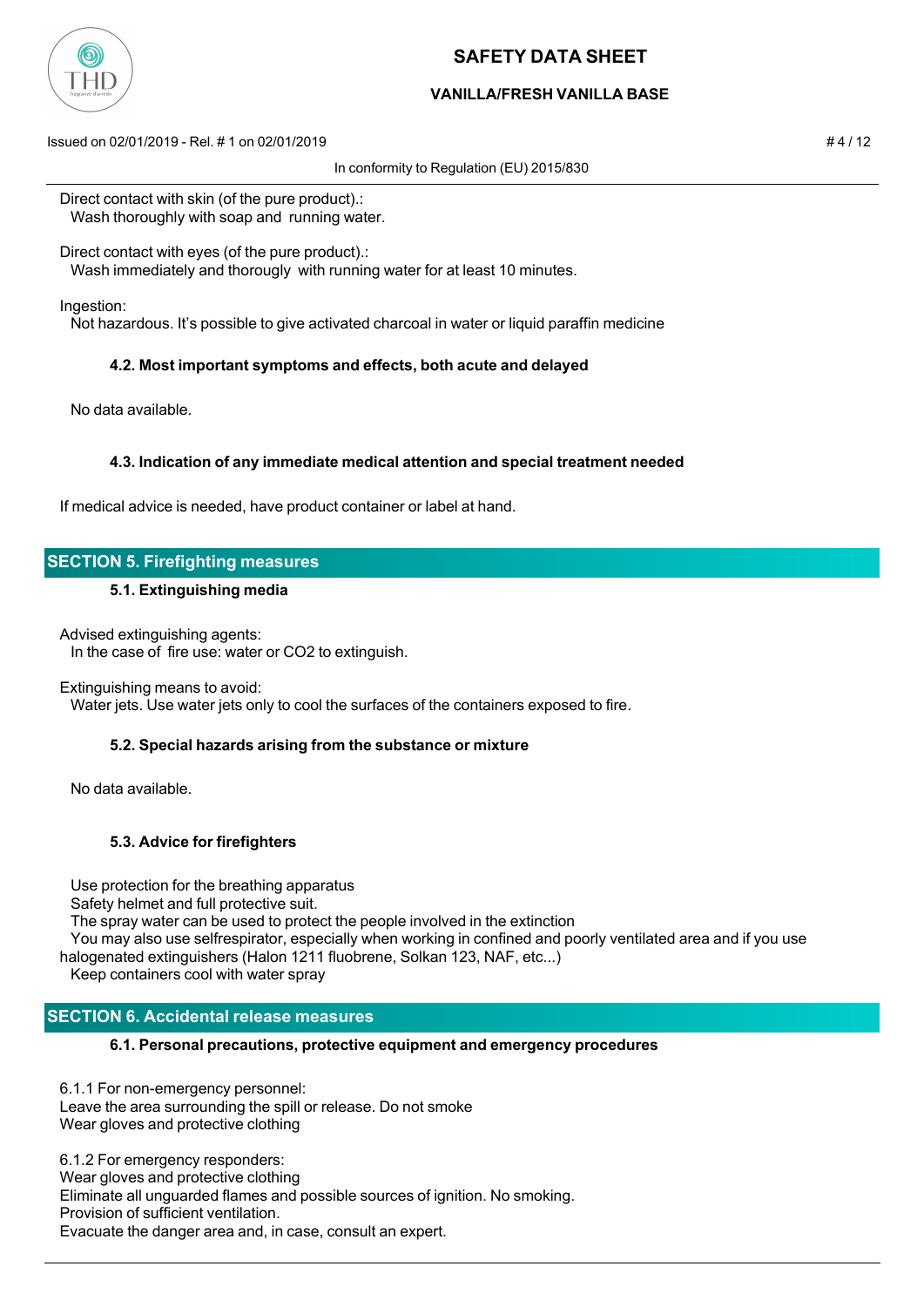Direct contact with skin (of the pure product).:
Wash thoroughly with soap and running water.

Direct contact with eyes (of the pure product).:
Wash immediately and thorougly with running water for at least 10 minutes.

Ingestion:
Not hazardous. It's possible to give activated charcoal in water or liquid paraffin medicine

### 4.2. Most important symptoms and effects, both acute and delayed

No data available.

### 4.3. Indication of any immediate medical attention and special treatment needed

If medical advice is needed, have product container or label at hand.

## SECTION 5. Firefighting measures

### 5.1. Extinguishing media

Advised extinguishing agents:
In the case of fire use: water or $CO_2$ to extinguish.

Extinguishing means to avoid:
Water jets. Use water jets only to cool the surfaces of the containers exposed to fire.

### 5.2. Special hazards arising from the substance or mixture

No data available.

### 5.3. Advice for firefighters

Use protection for the breathing apparatus
Safety helmet and full protective suit.
The spray water can be used to protect the people involved in the extinction
You may also use selfrespirator, especially when working in confined and poorly ventilated area and if you use halogenated extinguishers (Halon 1211 fluobrene, Solkan 123, NAF, etc...)
Keep containers cool with water spray

## SECTION 6. Accidental release measures

### 6.1. Personal precautions, protective equipment and emergency procedures

6.1.1 For non-emergency personnel:
Leave the area surrounding the spill or release. Do not smoke
Wear gloves and protective clothing

6.1.2 For emergency responders:
Wear gloves and protective clothing
Eliminate all unguarded flames and possible sources of ignition. No smoking.
Provision of sufficient ventilation.
Evacuate the danger area and, in case, consult an expert.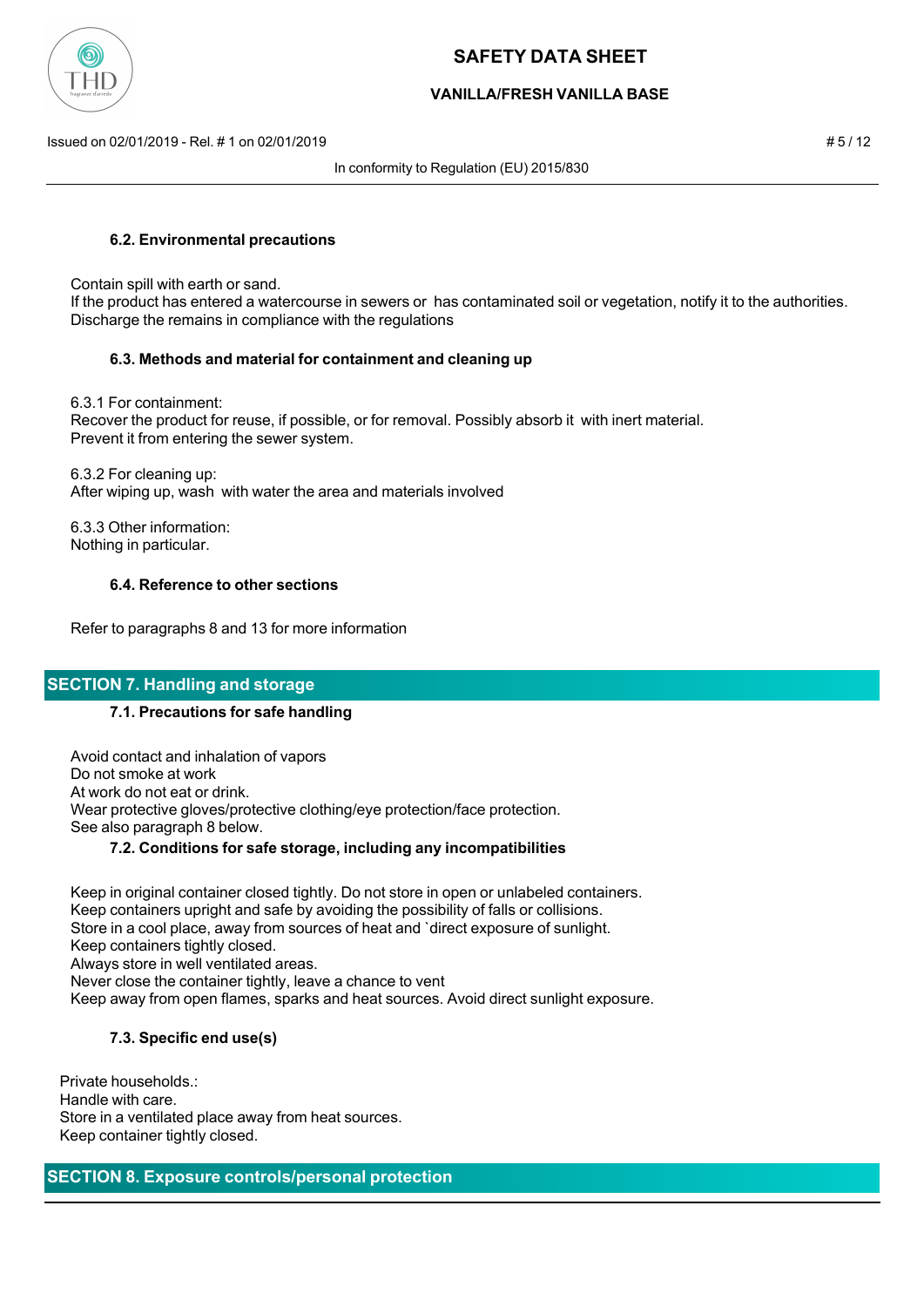### 6.2. Environmental precautions

Contain spill with earth or sand.
If the product has entered a watercourse in sewers or  has contaminated soil or vegetation, notify it to the authorities.
Discharge the remains in compliance with the regulations

### 6.3. Methods and material for containment and cleaning up

6.3.1 For containment:
Recover the product for reuse, if possible, or for removal. Possibly absorb it  with inert material.
Prevent it from entering the sewer system.

6.3.2 For cleaning up:
After wiping up, wash  with water the area and materials involved

6.3.3 Other information:
Nothing in particular.

### 6.4. Reference to other sections

Refer to paragraphs 8 and 13 for more information

## SECTION 7. Handling and storage

### 7.1. Precautions for safe handling

Avoid contact and inhalation of vapors
Do not smoke at work
At work do not eat or drink.
Wear protective gloves/protective clothing/eye protection/face protection.
See also paragraph 8 below.

### 7.2. Conditions for safe storage, including any incompatibilities

Keep in original container closed tightly. Do not store in open or unlabeled containers.
Keep containers upright and safe by avoiding the possibility of falls or collisions.
Store in a cool place, away from sources of heat and `direct exposure of sunlight.
Keep containers tightly closed.
Always store in well ventilated areas.
Never close the container tightly, leave a chance to vent
Keep away from open flames, sparks and heat sources. Avoid direct sunlight exposure.

### 7.3. Specific end use(s)

Private households.:
Handle with care.
Store in a ventilated place away from heat sources.
Keep container tightly closed.

## SECTION 8. Exposure controls/personal protection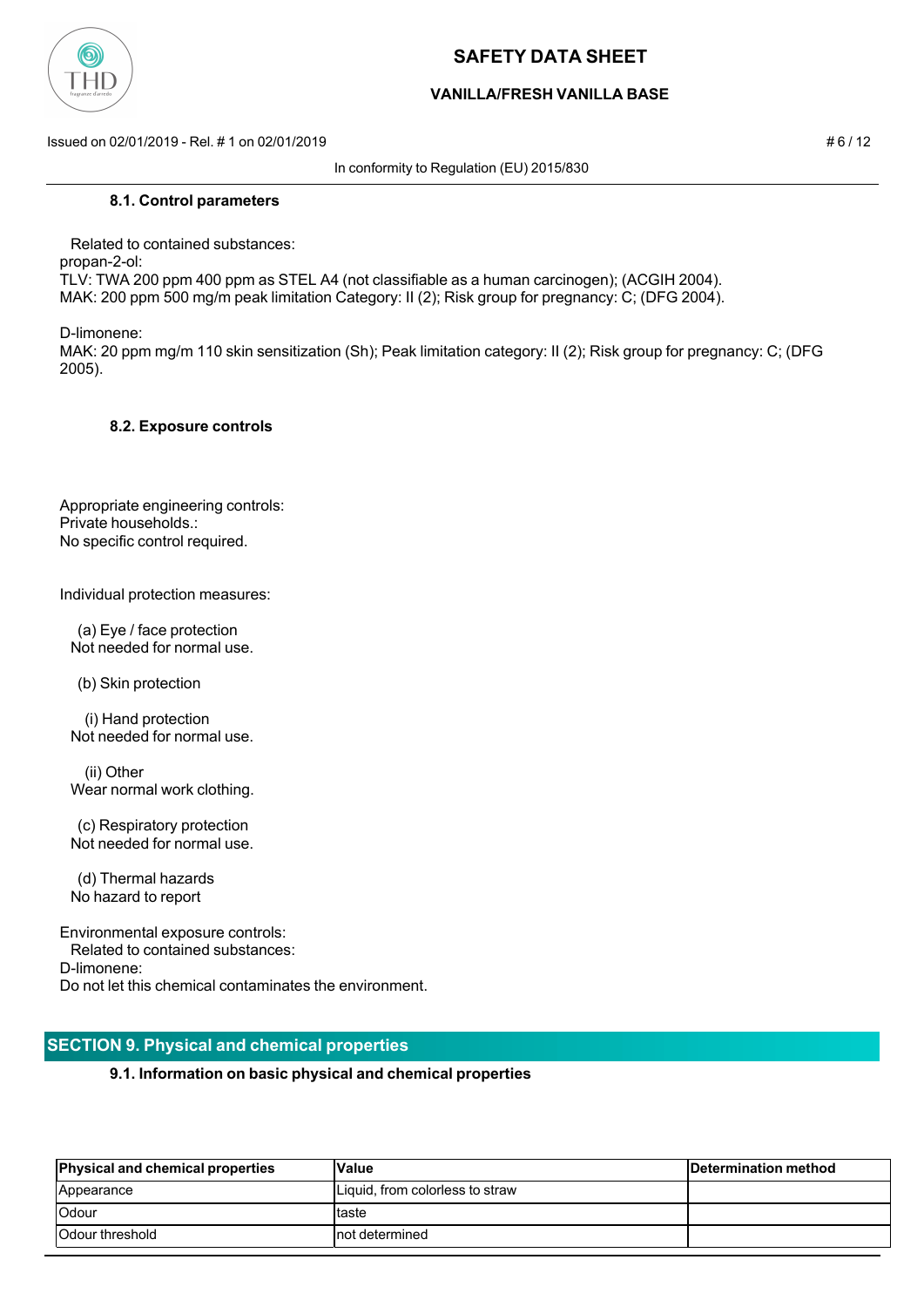#### 8.1. Control parameters

Related to contained substances:
propan-2-ol:
TLV: TWA 200 ppm 400 ppm as STEL A4 (not classifiable as a human carcinogen); (ACGIH 2004).
MAK: 200 ppm 500 mg/m peak limitation Category: II (2); Risk group for pregnancy: C; (DFG 2004).

D-limonene:
MAK: 20 ppm mg/m 110 skin sensitization (Sh); Peak limitation category: II (2); Risk group for pregnancy: C; (DFG 2005).

#### 8.2. Exposure controls

Appropriate engineering controls:
Private households.:
No specific control required.

Individual protection measures:

(a) Eye / face protection
Not needed for normal use.

(b) Skin protection

(i) Hand protection
Not needed for normal use.

(ii) Other
Wear normal work clothing.

(c) Respiratory protection
Not needed for normal use.

(d) Thermal hazards
No hazard to report

Environmental exposure controls:
Related to contained substances:
D-limonene:
Do not let this chemical contaminates the environment.

## SECTION 9. Physical and chemical properties

#### 9.1. Information on basic physical and chemical properties

| Physical and chemical properties | Value | Determination method |
|---|---|---|
| Appearance | Liquid, from colorless to straw | |
| Odour | taste | |
| Odour threshold | not determined | |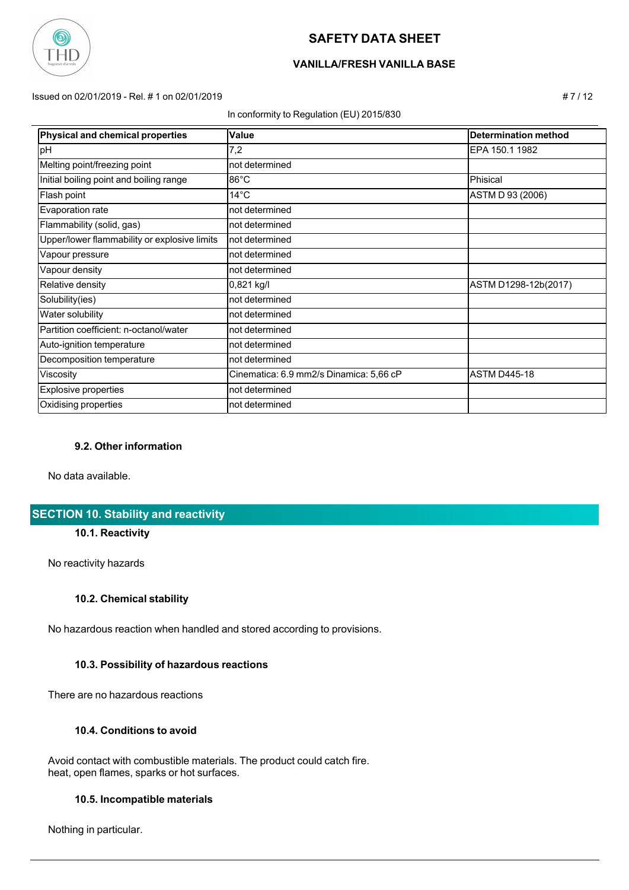| Physical and chemical properties | Value | Determination method |
| --- | --- | --- |
| pH | 7,2 | EPA 150.1 1982 |
| Melting point/freezing point | not determined | |
| Initial boiling point and boiling range | 86°C | Phisical |
| Flash point | 14°C | ASTM D 93 (2006) |
| Evaporation rate | not determined | |
| Flammability (solid, gas) | not determined | |
| Upper/lower flammability or explosive limits | not determined | |
| Vapour pressure | not determined | |
| Vapour density | not determined | |
| Relative density | 0,821 kg/l | ASTM D1298-12b(2017) |
| Solubility(ies) | not determined | |
| Water solubility | not determined | |
| Partition coefficient: n-octanol/water | not determined | |
| Auto-ignition temperature | not determined | |
| Decomposition temperature | not determined | |
| Viscosity | Cinematica: 6.9 mm2/s Dinamica: 5,66 cP | ASTM D445-18 |
| Explosive properties | not determined | |
| Oxidising properties | not determined | |

### 9.2. Other information

No data available.

## SECTION 10. Stability and reactivity

### 10.1. Reactivity

No reactivity hazards

### 10.2. Chemical stability

No hazardous reaction when handled and stored according to provisions.

### 10.3. Possibility of hazardous reactions

There are no hazardous reactions

### 10.4. Conditions to avoid

Avoid contact with combustible materials. The product could catch fire.
heat, open flames, sparks or hot surfaces.

### 10.5. Incompatible materials

Nothing in particular.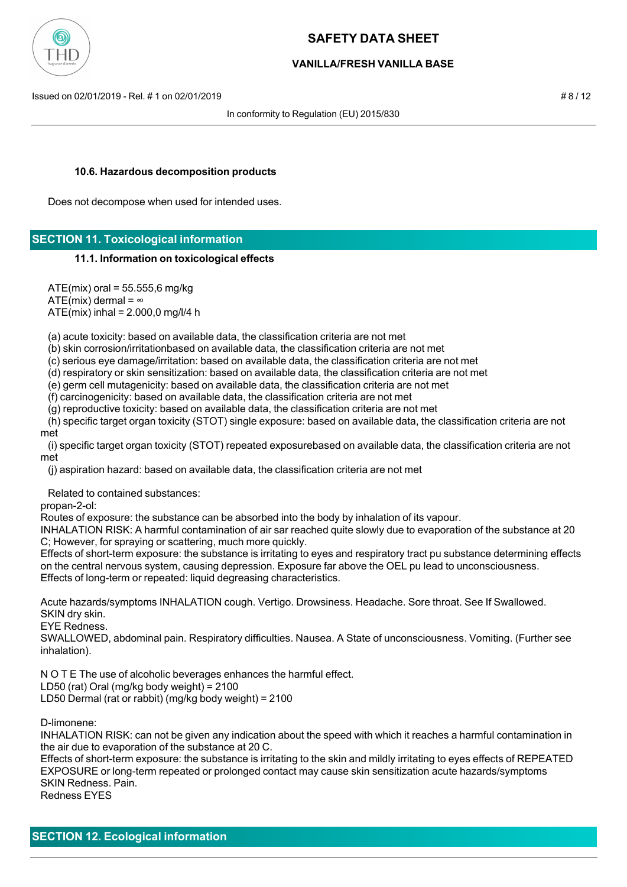### 10.6. Hazardous decomposition products

Does not decompose when used for intended uses.

## SECTION 11. Toxicological information

### 11.1. Information on toxicological effects

ATE(mix) oral = 55.555,6 mg/kg
ATE(mix) dermal = ∞
ATE(mix) inhal = 2.000,0 mg/l/4 h

(a) acute toxicity: based on available data, the classification criteria are not met
(b) skin corrosion/irritationbased on available data, the classification criteria are not met
(c) serious eye damage/irritation: based on available data, the classification criteria are not met
(d) respiratory or skin sensitization: based on available data, the classification criteria are not met
(e) germ cell mutagenicity: based on available data, the classification criteria are not met
(f) carcinogenicity: based on available data, the classification criteria are not met
(g) reproductive toxicity: based on available data, the classification criteria are not met
(h) specific target organ toxicity (STOT) single exposure: based on available data, the classification criteria are not met
(i) specific target organ toxicity (STOT) repeated exposurebased on available data, the classification criteria are not met
(j) aspiration hazard: based on available data, the classification criteria are not met

Related to contained substances:
propan-2-ol:
Routes of exposure: the substance can be absorbed into the body by inhalation of its vapour.
INHALATION RISK: A harmful contamination of air sar reached quite slowly due to evaporation of the substance at 20 C; However, for spraying or scattering, much more quickly.
Effects of short-term exposure: the substance is irritating to eyes and respiratory tract pu substance determining effects on the central nervous system, causing depression. Exposure far above the OEL pu lead to unconsciousness.
Effects of long-term or repeated: liquid degreasing characteristics.

Acute hazards/symptoms INHALATION cough. Vertigo. Drowsiness. Headache. Sore throat. See If Swallowed.
SKIN dry skin.
EYE Redness.
SWALLOWED, abdominal pain. Respiratory difficulties. Nausea. A State of unconsciousness. Vomiting. (Further see inhalation).

N O T E The use of alcoholic beverages enhances the harmful effect.
LD50 (rat) Oral (mg/kg body weight) = 2100
LD50 Dermal (rat or rabbit) (mg/kg body weight) = 2100

D-limonene:
INHALATION RISK: can not be given any indication about the speed with which it reaches a harmful contamination in the air due to evaporation of the substance at 20 C.
Effects of short-term exposure: the substance is irritating to the skin and mildly irritating to eyes effects of REPEATED EXPOSURE or long-term repeated or prolonged contact may cause skin sensitization acute hazards/symptoms
SKIN Redness. Pain.
Redness EYES

## SECTION 12. Ecological information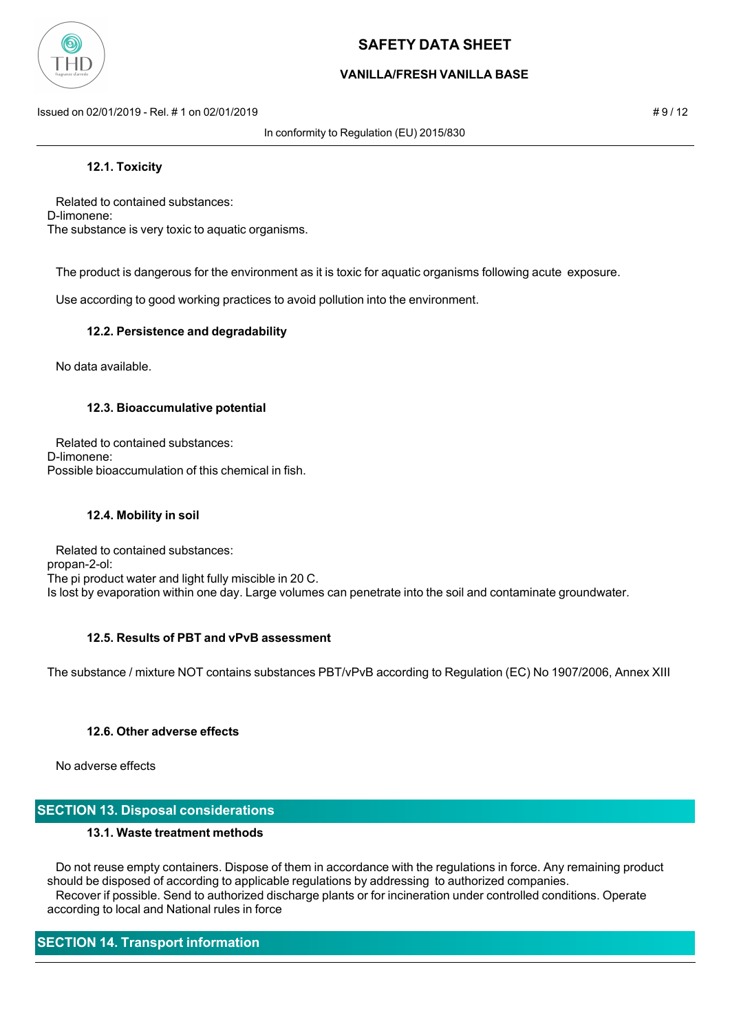### 12.1. Toxicity

Related to contained substances:
D-limonene:
The substance is very toxic to aquatic organisms.

The product is dangerous for the environment as it is toxic for aquatic organisms following acute exposure.

Use according to good working practices to avoid pollution into the environment.

### 12.2. Persistence and degradability

No data available.

### 12.3. Bioaccumulative potential

Related to contained substances:
D-limonene:
Possible bioaccumulation of this chemical in fish.

### 12.4. Mobility in soil

Related to contained substances:
propan-2-ol:
The pi product water and light fully miscible in 20 C.
Is lost by evaporation within one day. Large volumes can penetrate into the soil and contaminate groundwater.

### 12.5. Results of PBT and vPvB assessment

The substance / mixture NOT contains substances PBT/vPvB according to Regulation (EC) No 1907/2006, Annex XIII

### 12.6. Other adverse effects

No adverse effects

## SECTION 13. Disposal considerations

### 13.1. Waste treatment methods

Do not reuse empty containers. Dispose of them in accordance with the regulations in force. Any remaining product should be disposed of according to applicable regulations by addressing to authorized companies.
Recover if possible. Send to authorized discharge plants or for incineration under controlled conditions. Operate according to local and National rules in force

## SECTION 14. Transport information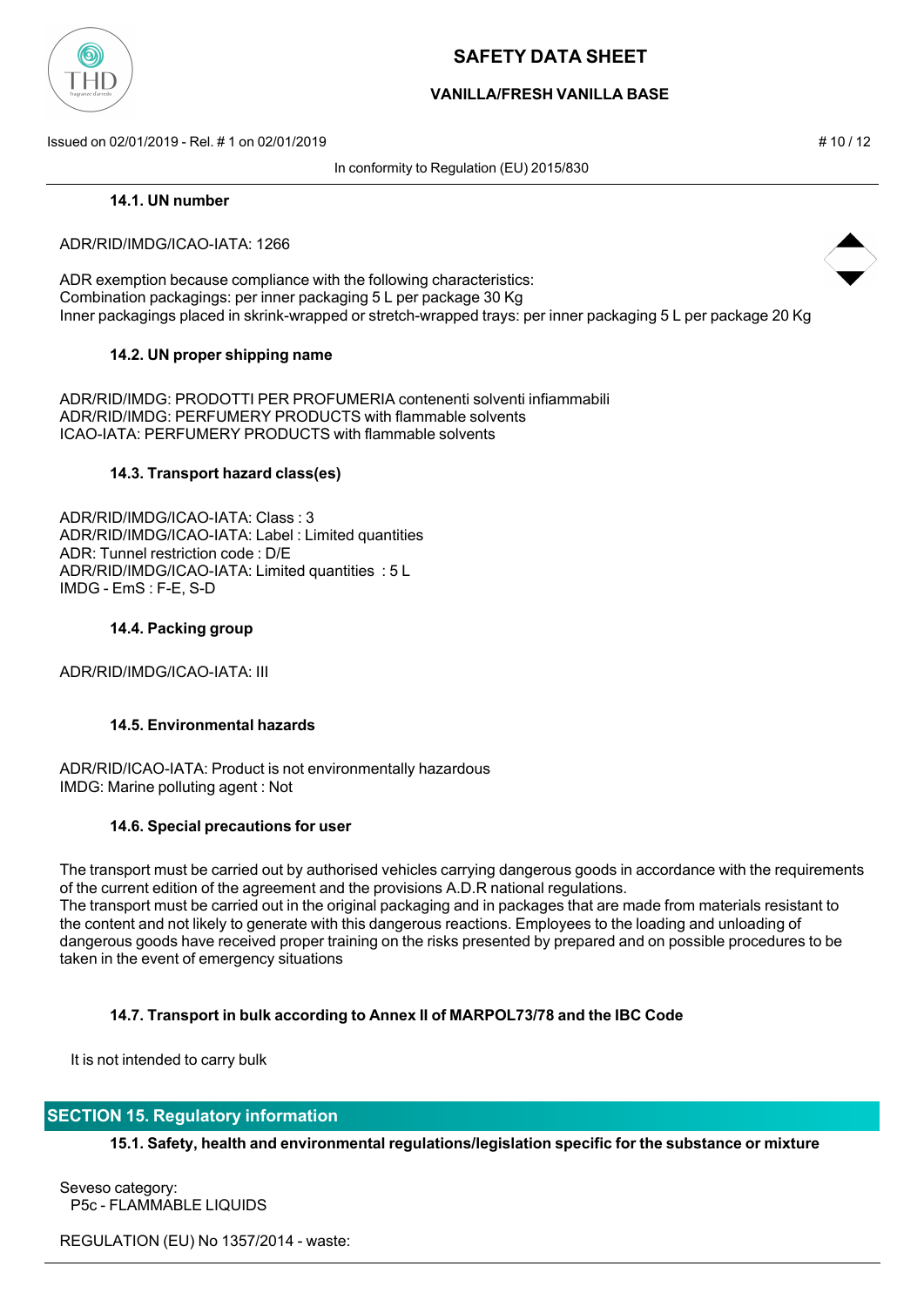#### 14.1. UN number

ADR/RID/IMDG/ICAO-IATA: 1266

ADR exemption because compliance with the following characteristics:
Combination packagings: per inner packaging 5 L per package 30 Kg
Inner packagings placed in skrink-wrapped or stretch-wrapped trays: per inner packaging 5 L per package 20 Kg

#### 14.2. UN proper shipping name

ADR/RID/IMDG: PRODOTTI PER PROFUMERIA contenenti solventi infiammabili
ADR/RID/IMDG: PERFUMERY PRODUCTS with flammable solvents
ICAO-IATA: PERFUMERY PRODUCTS with flammable solvents

#### 14.3. Transport hazard class(es)

ADR/RID/IMDG/ICAO-IATA: Class : 3
ADR/RID/IMDG/ICAO-IATA: Label : Limited quantities
ADR: Tunnel restriction code : D/E
ADR/RID/IMDG/ICAO-IATA: Limited quantities : 5 L
IMDG - EmS : F-E, S-D

#### 14.4. Packing group

ADR/RID/IMDG/ICAO-IATA: III

#### 14.5. Environmental hazards

ADR/RID/ICAO-IATA: Product is not environmentally hazardous
IMDG: Marine polluting agent : Not

#### 14.6. Special precautions for user

The transport must be carried out by authorised vehicles carrying dangerous goods in accordance with the requirements of the current edition of the agreement and the provisions A.D.R national regulations.
The transport must be carried out in the original packaging and in packages that are made from materials resistant to the content and not likely to generate with this dangerous reactions. Employees to the loading and unloading of dangerous goods have received proper training on the risks presented by prepared and on possible procedures to be taken in the event of emergency situations

#### 14.7. Transport in bulk according to Annex II of MARPOL73/78 and the IBC Code

It is not intended to carry bulk

## SECTION 15. Regulatory information

#### 15.1. Safety, health and environmental regulations/legislation specific for the substance or mixture

Seveso category:
P5c - FLAMMABLE LIQUIDS

REGULATION (EU) No 1357/2014 - waste: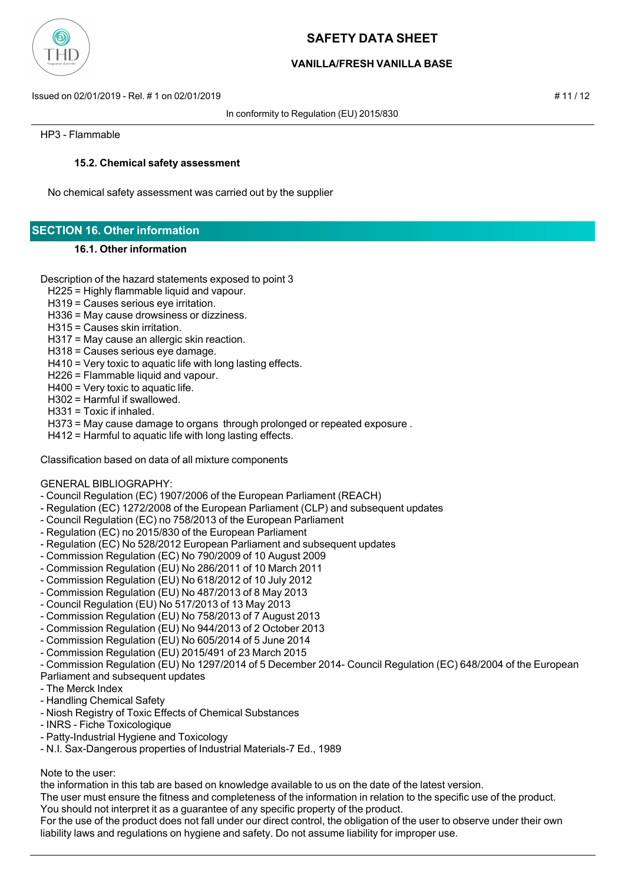HP3 - Flammable

### 15.2. Chemical safety assessment

No chemical safety assessment was carried out by the supplier

## SECTION 16. Other information

### 16.1. Other information

Description of the hazard statements exposed to point 3

- H225 = Highly flammable liquid and vapour.
- H319 = Causes serious eye irritation.
- H336 = May cause drowsiness or dizziness.
- H315 = Causes skin irritation.
- H317 = May cause an allergic skin reaction.
- H318 = Causes serious eye damage.
- H410 = Very toxic to aquatic life with long lasting effects.
- H226 = Flammable liquid and vapour.
- H400 = Very toxic to aquatic life.
- H302 = Harmful if swallowed.
- H331 = Toxic if inhaled.
- H373 = May cause damage to organs through prolonged or repeated exposure .
- H412 = Harmful to aquatic life with long lasting effects.

Classification based on data of all mixture components

GENERAL BIBLIOGRAPHY:

- Council Regulation (EC) 1907/2006 of the European Parliament (REACH)
- Regulation (EC) 1272/2008 of the European Parliament (CLP) and subsequent updates
- Council Regulation (EC) no 758/2013 of the European Parliament
- Regulation (EC) no 2015/830 of the European Parliament
- Regulation (EC) No 528/2012 European Parliament and subsequent updates
- Commission Regulation (EC) No 790/2009 of 10 August 2009
- Commission Regulation (EU) No 286/2011 of 10 March 2011
- Commission Regulation (EU) No 618/2012 of 10 July 2012
- Commission Regulation (EU) No 487/2013 of 8 May 2013
- Council Regulation (EU) No 517/2013 of 13 May 2013
- Commission Regulation (EU) No 758/2013 of 7 August 2013
- Commission Regulation (EU) No 944/2013 of 2 October 2013
- Commission Regulation (EU) No 605/2014 of 5 June 2014
- Commission Regulation (EU) 2015/491 of 23 March 2015
- Commission Regulation (EU) No 1297/2014 of 5 December 2014- Council Regulation (EC) 648/2004 of the European Parliament and subsequent updates
- The Merck Index
- Handling Chemical Safety
- Niosh Registry of Toxic Effects of Chemical Substances
- INRS - Fiche Toxicologique
- Patty-Industrial Hygiene and Toxicology
- N.I. Sax-Dangerous properties of Industrial Materials-7 Ed., 1989

Note to the user:
the information in this tab are based on knowledge available to us on the date of the latest version.
The user must ensure the fitness and completeness of the information in relation to the specific use of the product.
You should not interpret it as a guarantee of any specific property of the product.
For the use of the product does not fall under our direct control, the obligation of the user to observe under their own liability laws and regulations on hygiene and safety. Do not assume liability for improper use.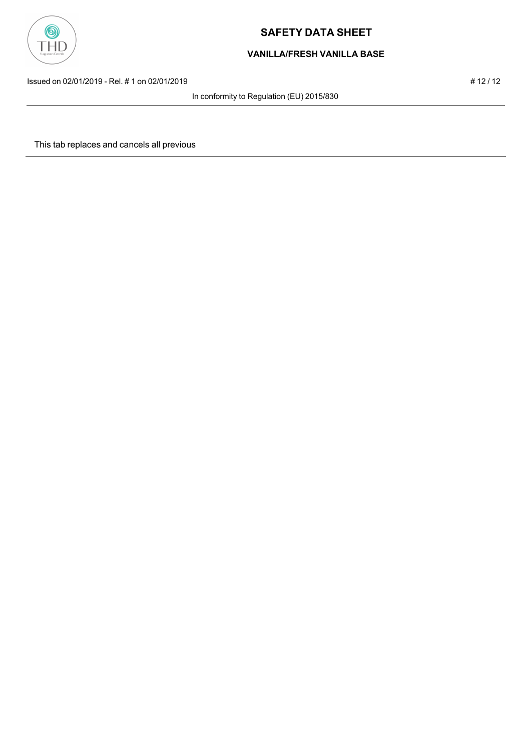This tab replaces and cancels all previous